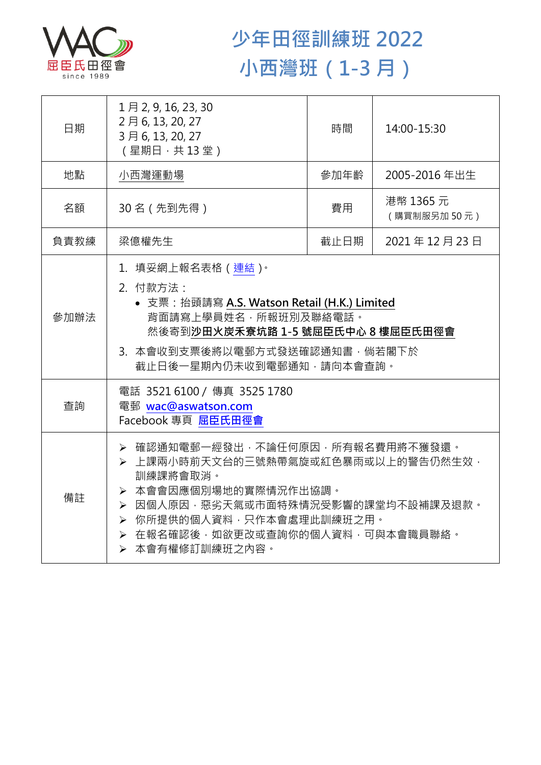# 少年田徑訓練班 2022
# 小西灣班（1-3 月）

| 日期 | 1 月 2, 9, 16, 23, 30<br>2 月 6, 13, 20, 27<br>3 月 6, 13, 20, 27<br>（星期日，共 13 堂） | 時間 | 14:00-15:30 |
|---|---|---|---|
| 地點 | 小西灣運動場 | 參加年齡 | 2005-2016 年出生 |
| 名額 | 30 名（先到先得） | 費用 | 港幣 1365 元<br>（購買制服另加 50 元） |
| 負責教練 | 梁億權先生 | 截止日期 | 2021 年 12 月 23 日 |
| 參加辦法 | 1. 填妥網上報名表格（連結）。<br>2. 付款方法：<br>• 支票：抬頭請寫 **A.S. Watson Retail (H.K.) Limited**<br>背面請寫上學員姓名，所報班別及聯絡電話。<br>然後寄到**沙田火炭禾寮坑路 1-5 號屈臣氏中心 8 樓屈臣氏田徑會**<br>3. 本會收到支票後將以電郵方式發送確認通知書，倘若閣下於截止日後一星期內仍未收到電郵通知，請向本會查詢。 | | |
| 查詢 | 電話 3521 6100 / 傳真 3525 1780<br>電郵 wac@aswatson.com<br>Facebook 專頁 屈臣氏田徑會 | | |
| 備註 | ➢ 確認通知電郵一經發出，不論任何原因，所有報名費用將不獲發還。<br>➢ 上課兩小時前天文台的三號熱帶氣旋或紅色暴雨或以上的警告仍然生效，訓練課將會取消。<br>➢ 本會會因應個別場地的實際情況作出協調。<br>➢ 因個人原因，惡劣天氣或市面特殊情況受影響的課堂均不設補課及退款。<br>➢ 你所提供的個人資料，只作本會處理此訓練班之用。<br>➢ 在報名確認後，如欲更改或查詢你的個人資料，可與本會職員聯絡。<br>➢ 本會有權修訂訓練班之內容。 | | |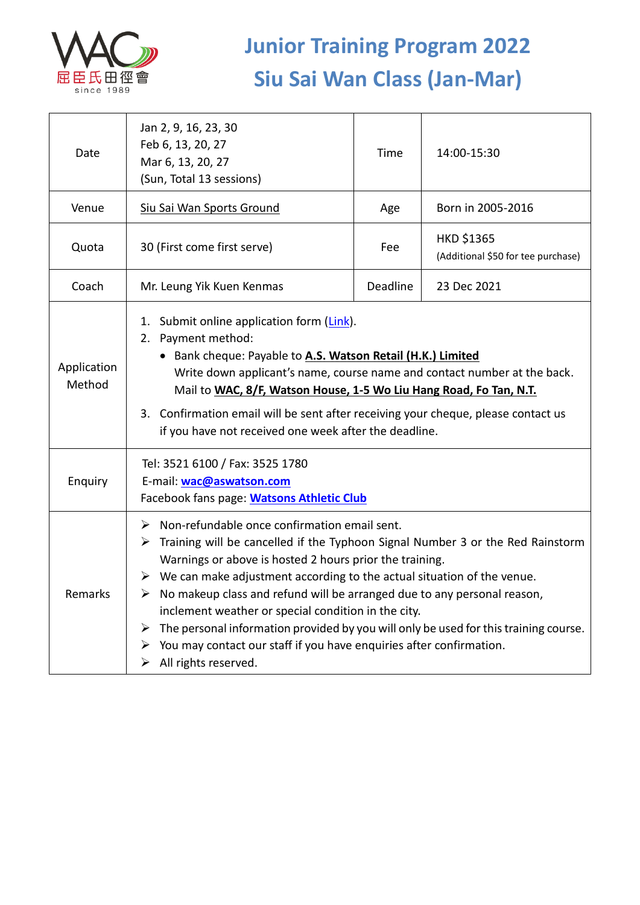WAC 屈臣氏田徑會 since 1989

# Junior Training Program 2022
# Siu Sai Wan Class (Jan-Mar)

| | | | |
|---|---|---|---|
| Date | Jan 2, 9, 16, 23, 30<br>Feb 6, 13, 20, 27<br>Mar 6, 13, 20, 27<br>(Sun, Total 13 sessions) | Time | 14:00-15:30 |
| Venue | Siu Sai Wan Sports Ground | Age | Born in 2005-2016 |
| Quota | 30 (First come first serve) | Fee | HKD $1365<br>(Additional $50 for tee purchase) |
| Coach | Mr. Leung Yik Kuen Kenmas | Deadline | 23 Dec 2021 |
| Application Method | 1. Submit online application form (Link).<br>2. Payment method:<br>• Bank cheque: Payable to **A.S. Watson Retail (H.K.) Limited**<br>Write down applicant's name, course name and contact number at the back.<br>Mail to **WAC, 8/F, Watson House, 1-5 Wo Liu Hang Road, Fo Tan, N.T.**<br>3. Confirmation email will be sent after receiving your cheque, please contact us if you have not received one week after the deadline. | | |
| Enquiry | Tel: 3521 6100 / Fax: 3525 1780<br>E-mail: **wac@aswatson.com**<br>Facebook fans page: **Watsons Athletic Club** | | |
| Remarks | ➢ Non-refundable once confirmation email sent.<br>➢ Training will be cancelled if the Typhoon Signal Number 3 or the Red Rainstorm Warnings or above is hosted 2 hours prior the training.<br>➢ We can make adjustment according to the actual situation of the venue.<br>➢ No makeup class and refund will be arranged due to any personal reason, inclement weather or special condition in the city.<br>➢ The personal information provided by you will only be used for this training course.<br>➢ You may contact our staff if you have enquiries after confirmation.<br>➢ All rights reserved. | | |